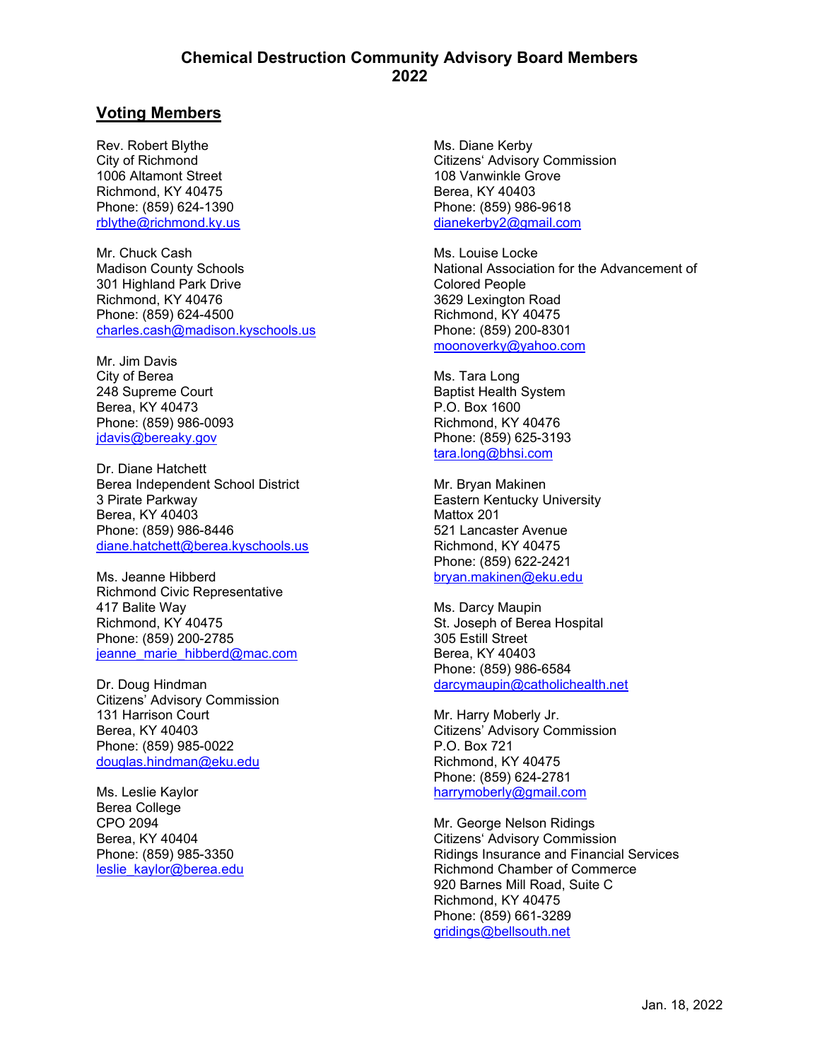# Chemical Destruction Community Advisory Board Members 2022

## Voting Members

Rev. Robert Blythe
City of Richmond
1006 Altamont Street
Richmond, KY 40475
Phone: (859) 624-1390
rblythe@richmond.ky.us

Mr. Chuck Cash
Madison County Schools
301 Highland Park Drive
Richmond, KY 40476
Phone: (859) 624-4500
charles.cash@madison.kyschools.us

Mr. Jim Davis
City of Berea
248 Supreme Court
Berea, KY 40473
Phone: (859) 986-0093
jdavis@bereaky.gov

Dr. Diane Hatchett
Berea Independent School District
3 Pirate Parkway
Berea, KY 40403
Phone: (859) 986-8446
diane.hatchett@berea.kyschools.us

Ms. Jeanne Hibberd
Richmond Civic Representative
417 Balite Way
Richmond, KY 40475
Phone: (859) 200-2785
jeanne_marie_hibberd@mac.com

Dr. Doug Hindman
Citizens' Advisory Commission
131 Harrison Court
Berea, KY 40403
Phone: (859) 985-0022
douglas.hindman@eku.edu

Ms. Leslie Kaylor
Berea College
CPO 2094
Berea, KY 40404
Phone: (859) 985-3350
leslie_kaylor@berea.edu

Ms. Diane Kerby
Citizens' Advisory Commission
108 Vanwinkle Grove
Berea, KY 40403
Phone: (859) 986-9618
dianekerby2@gmail.com

Ms. Louise Locke
National Association for the Advancement of Colored People
3629 Lexington Road
Richmond, KY 40475
Phone: (859) 200-8301
moonoverky@yahoo.com

Ms. Tara Long
Baptist Health System
P.O. Box 1600
Richmond, KY 40476
Phone: (859) 625-3193
tara.long@bhsi.com

Mr. Bryan Makinen
Eastern Kentucky University
Mattox 201
521 Lancaster Avenue
Richmond, KY 40475
Phone: (859) 622-2421
bryan.makinen@eku.edu

Ms. Darcy Maupin
St. Joseph of Berea Hospital
305 Estill Street
Berea, KY 40403
Phone: (859) 986-6584
darcymaupin@catholichealth.net

Mr. Harry Moberly Jr.
Citizens' Advisory Commission
P.O. Box 721
Richmond, KY 40475
Phone: (859) 624-2781
harrymoberly@gmail.com

Mr. George Nelson Ridings
Citizens' Advisory Commission
Ridings Insurance and Financial Services
Richmond Chamber of Commerce
920 Barnes Mill Road, Suite C
Richmond, KY 40475
Phone: (859) 661-3289
gridings@bellsouth.net

Jan. 18, 2022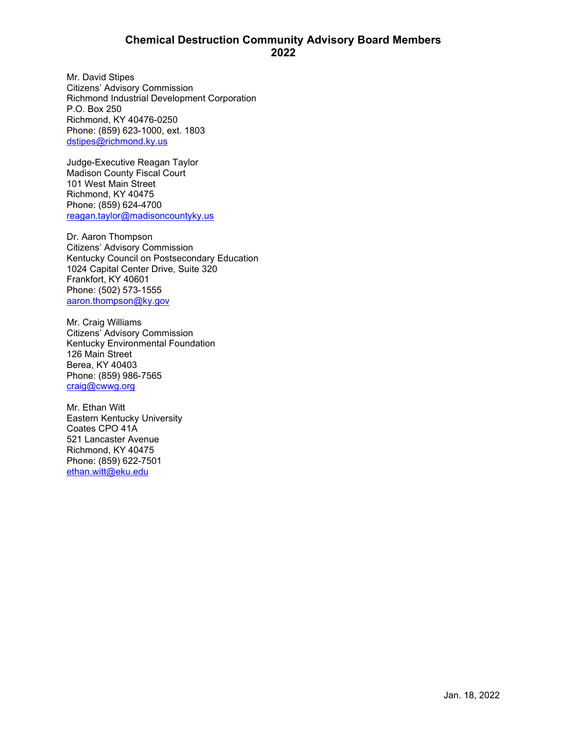# Chemical Destruction Community Advisory Board Members 2022

Mr. David Stipes
Citizens' Advisory Commission
Richmond Industrial Development Corporation
P.O. Box 250
Richmond, KY 40476-0250
Phone: (859) 623-1000, ext. 1803
dstipes@richmond.ky.us

Judge-Executive Reagan Taylor
Madison County Fiscal Court
101 West Main Street
Richmond, KY 40475
Phone: (859) 624-4700
reagan.taylor@madisoncountyky.us

Dr. Aaron Thompson
Citizens' Advisory Commission
Kentucky Council on Postsecondary Education
1024 Capital Center Drive, Suite 320
Frankfort, KY 40601
Phone: (502) 573-1555
aaron.thompson@ky.gov

Mr. Craig Williams
Citizens' Advisory Commission
Kentucky Environmental Foundation
126 Main Street
Berea, KY 40403
Phone: (859) 986-7565
craig@cwwg.org

Mr. Ethan Witt
Eastern Kentucky University
Coates CPO 41A
521 Lancaster Avenue
Richmond, KY 40475
Phone: (859) 622-7501
ethan.witt@eku.edu

Jan. 18, 2022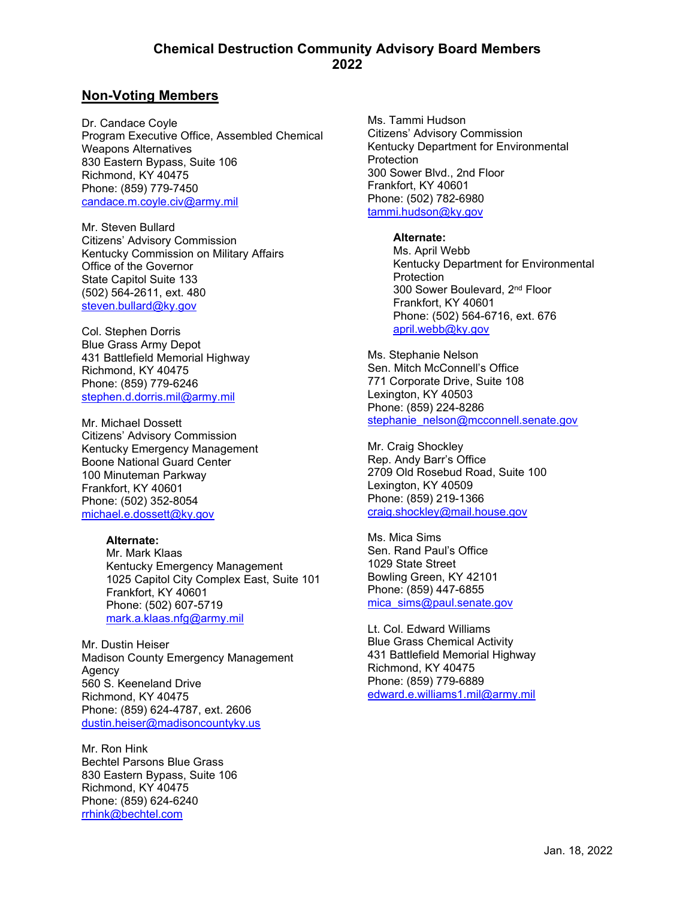## Chemical Destruction Community Advisory Board Members 2022

### Non-Voting Members

Dr. Candace Coyle
Program Executive Office, Assembled Chemical Weapons Alternatives
830 Eastern Bypass, Suite 106
Richmond, KY 40475
Phone: (859) 779-7450
candace.m.coyle.civ@army.mil

Mr. Steven Bullard
Citizens' Advisory Commission
Kentucky Commission on Military Affairs
Office of the Governor
State Capitol Suite 133
(502) 564-2611, ext. 480
steven.bullard@ky.gov

Col. Stephen Dorris
Blue Grass Army Depot
431 Battlefield Memorial Highway
Richmond, KY 40475
Phone: (859) 779-6246
stephen.d.dorris.mil@army.mil

Mr. Michael Dossett
Citizens' Advisory Commission
Kentucky Emergency Management
Boone National Guard Center
100 Minuteman Parkway
Frankfort, KY 40601
Phone: (502) 352-8054
michael.e.dossett@ky.gov

> **Alternate:**
> Mr. Mark Klaas
> Kentucky Emergency Management
> 1025 Capitol City Complex East, Suite 101
> Frankfort, KY 40601
> Phone: (502) 607-5719
> mark.a.klaas.nfg@army.mil

Mr. Dustin Heiser
Madison County Emergency Management Agency
560 S. Keeneland Drive
Richmond, KY 40475
Phone: (859) 624-4787, ext. 2606
dustin.heiser@madisoncountyky.us

Mr. Ron Hink
Bechtel Parsons Blue Grass
830 Eastern Bypass, Suite 106
Richmond, KY 40475
Phone: (859) 624-6240
rrhink@bechtel.com

Ms. Tammi Hudson
Citizens' Advisory Commission
Kentucky Department for Environmental Protection
300 Sower Blvd., 2nd Floor
Frankfort, KY 40601
Phone: (502) 782-6980
tammi.hudson@ky.gov

> **Alternate:**
> Ms. April Webb
> Kentucky Department for Environmental Protection
> 300 Sower Boulevard, 2nd Floor
> Frankfort, KY 40601
> Phone: (502) 564-6716, ext. 676
> april.webb@ky.gov

Ms. Stephanie Nelson
Sen. Mitch McConnell's Office
771 Corporate Drive, Suite 108
Lexington, KY 40503
Phone: (859) 224-8286
stephanie_nelson@mcconnell.senate.gov

Mr. Craig Shockley
Rep. Andy Barr's Office
2709 Old Rosebud Road, Suite 100
Lexington, KY 40509
Phone: (859) 219-1366
craig.shockley@mail.house.gov

Ms. Mica Sims
Sen. Rand Paul's Office
1029 State Street
Bowling Green, KY 42101
Phone: (859) 447-6855
mica_sims@paul.senate.gov

Lt. Col. Edward Williams
Blue Grass Chemical Activity
431 Battlefield Memorial Highway
Richmond, KY 40475
Phone: (859) 779-6889
edward.e.williams1.mil@army.mil

Jan. 18, 2022